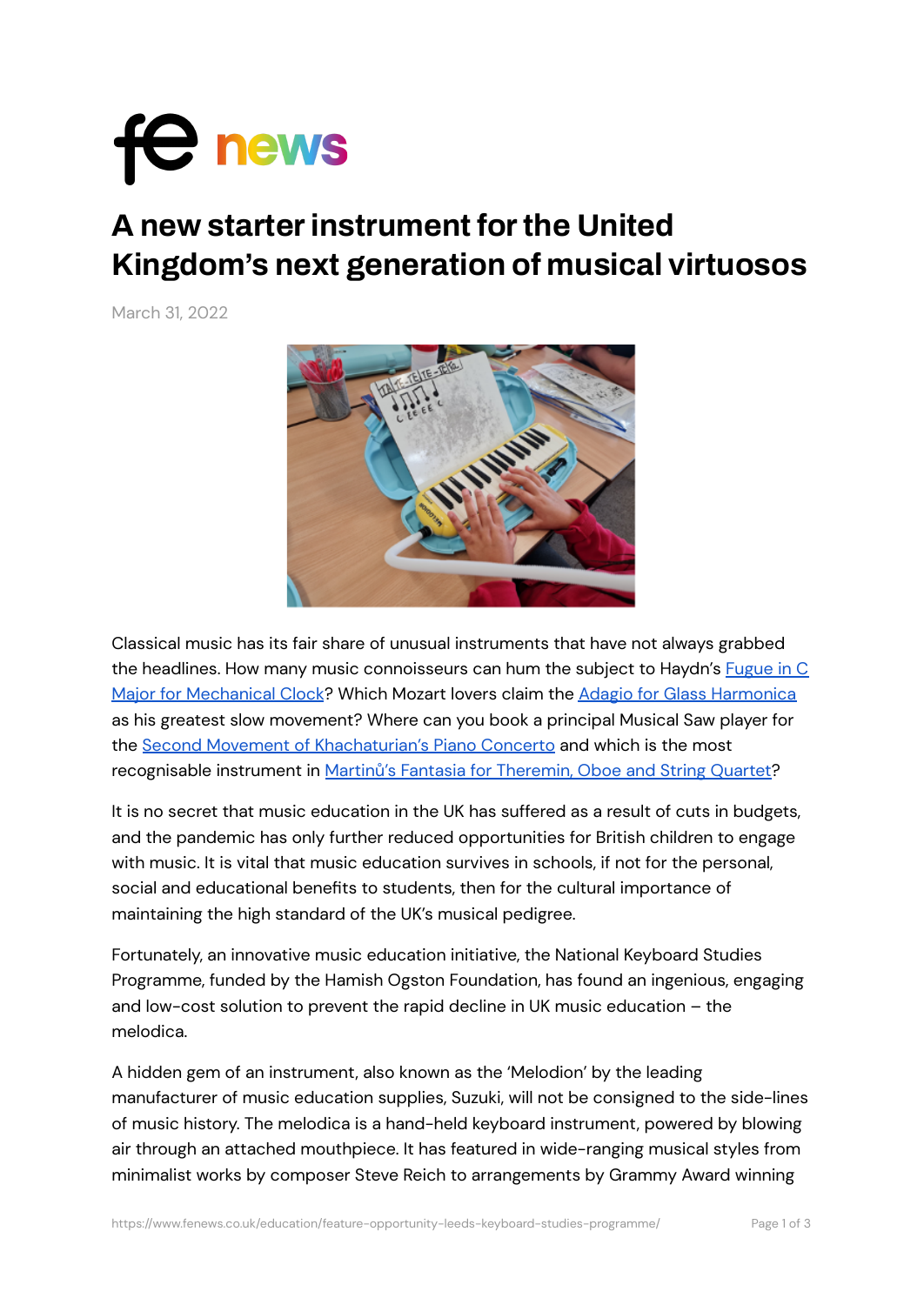# A new starter instrument for the United Kingdom's next generation of musical virtuosos

March 31, 2022

Classical music has its fair share of unusual instruments that have not always grabbed the headlines. How many music connoisseurs can hum the subject to Haydn's Fugue in C Major for Mechanical Clock? Which Mozart lovers claim the Adagio for Glass Harmonica as his greatest slow movement? Where can you book a principal Musical Saw player for the Second Movement of Khachaturian's Piano Concerto and which is the most recognisable instrument in Martinů's Fantasia for Theremin, Oboe and String Quartet?

It is no secret that music education in the UK has suffered as a result of cuts in budgets, and the pandemic has only further reduced opportunities for British children to engage with music. It is vital that music education survives in schools, if not for the personal, social and educational benefits to students, then for the cultural importance of maintaining the high standard of the UK's musical pedigree.

Fortunately, an innovative music education initiative, the National Keyboard Studies Programme, funded by the Hamish Ogston Foundation, has found an ingenious, engaging and low-cost solution to prevent the rapid decline in UK music education – the melodica.

A hidden gem of an instrument, also known as the 'Melodion' by the leading manufacturer of music education supplies, Suzuki, will not be consigned to the side-lines of music history. The melodica is a hand-held keyboard instrument, powered by blowing air through an attached mouthpiece. It has featured in wide-ranging musical styles from minimalist works by composer Steve Reich to arrangements by Grammy Award winning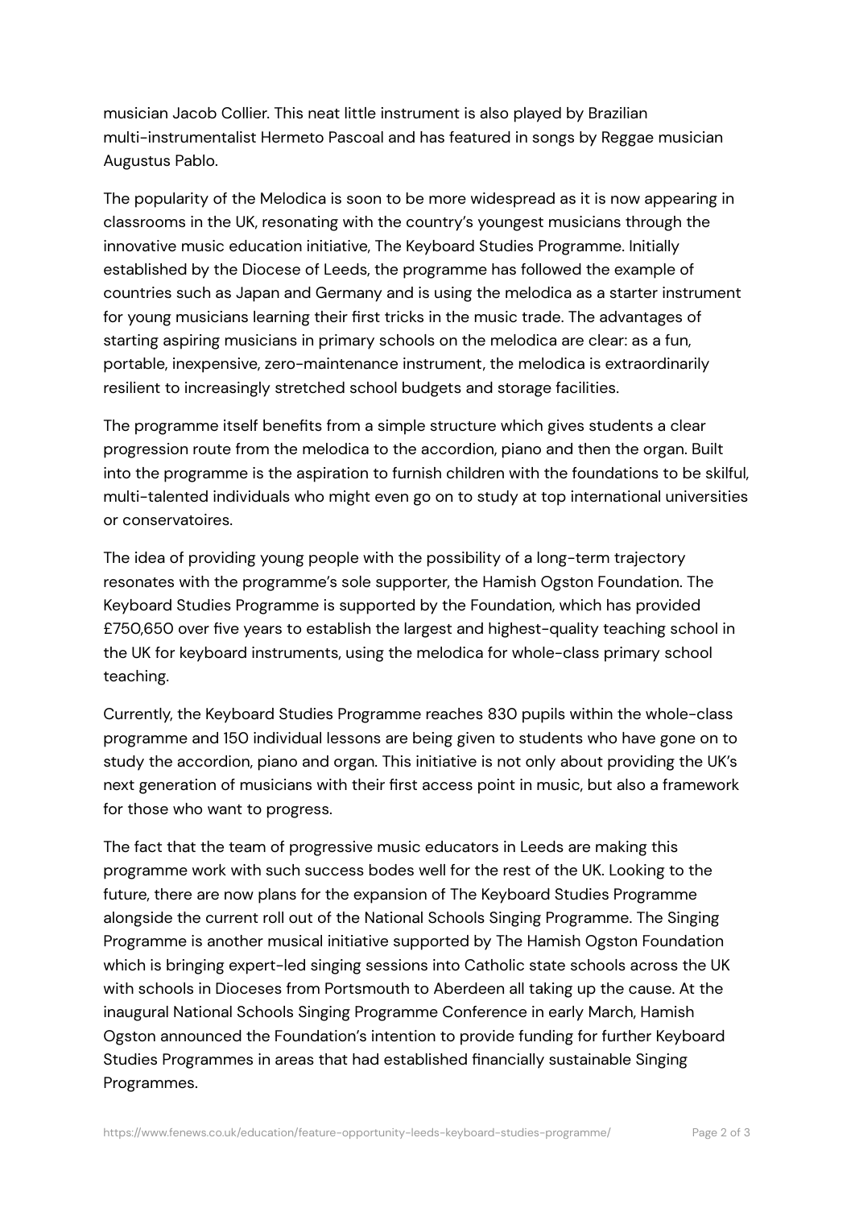musician Jacob Collier. This neat little instrument is also played by Brazilian multi-instrumentalist Hermeto Pascoal and has featured in songs by Reggae musician Augustus Pablo.

The popularity of the Melodica is soon to be more widespread as it is now appearing in classrooms in the UK, resonating with the country's youngest musicians through the innovative music education initiative, The Keyboard Studies Programme. Initially established by the Diocese of Leeds, the programme has followed the example of countries such as Japan and Germany and is using the melodica as a starter instrument for young musicians learning their first tricks in the music trade. The advantages of starting aspiring musicians in primary schools on the melodica are clear: as a fun, portable, inexpensive, zero-maintenance instrument, the melodica is extraordinarily resilient to increasingly stretched school budgets and storage facilities.

The programme itself benefits from a simple structure which gives students a clear progression route from the melodica to the accordion, piano and then the organ. Built into the programme is the aspiration to furnish children with the foundations to be skilful, multi-talented individuals who might even go on to study at top international universities or conservatoires.

The idea of providing young people with the possibility of a long-term trajectory resonates with the programme's sole supporter, the Hamish Ogston Foundation. The Keyboard Studies Programme is supported by the Foundation, which has provided £750,650 over five years to establish the largest and highest-quality teaching school in the UK for keyboard instruments, using the melodica for whole-class primary school teaching.

Currently, the Keyboard Studies Programme reaches 830 pupils within the whole-class programme and 150 individual lessons are being given to students who have gone on to study the accordion, piano and organ. This initiative is not only about providing the UK's next generation of musicians with their first access point in music, but also a framework for those who want to progress.

The fact that the team of progressive music educators in Leeds are making this programme work with such success bodes well for the rest of the UK. Looking to the future, there are now plans for the expansion of The Keyboard Studies Programme alongside the current roll out of the National Schools Singing Programme. The Singing Programme is another musical initiative supported by The Hamish Ogston Foundation which is bringing expert-led singing sessions into Catholic state schools across the UK with schools in Dioceses from Portsmouth to Aberdeen all taking up the cause. At the inaugural National Schools Singing Programme Conference in early March, Hamish Ogston announced the Foundation's intention to provide funding for further Keyboard Studies Programmes in areas that had established financially sustainable Singing Programmes.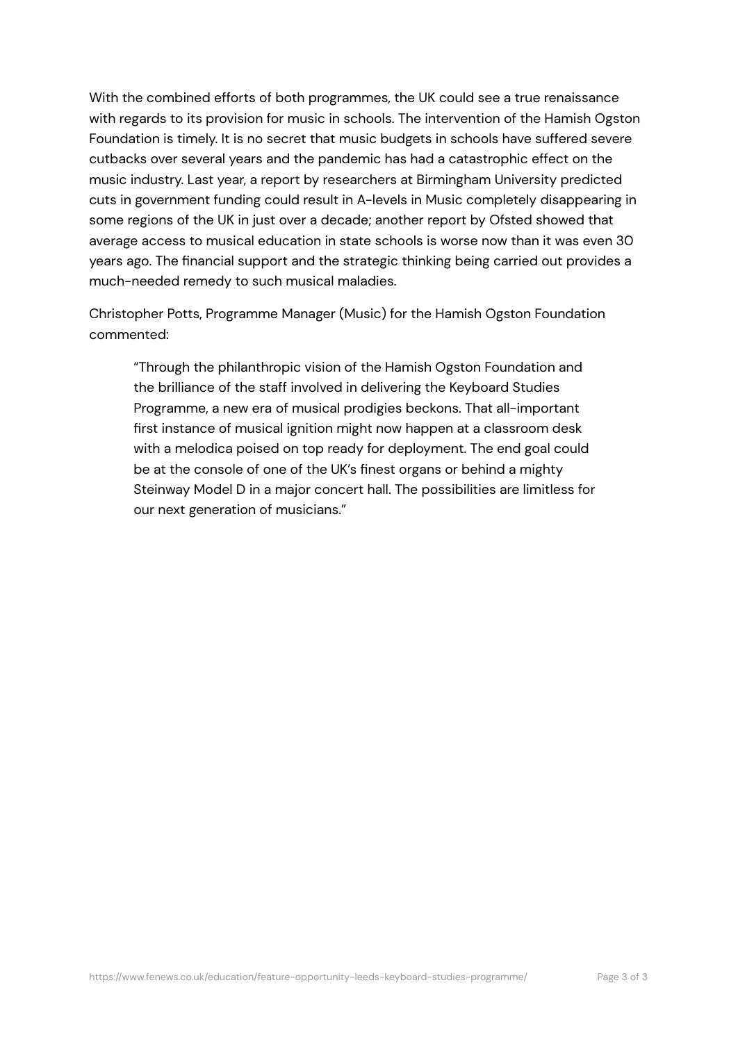With the combined efforts of both programmes, the UK could see a true renaissance with regards to its provision for music in schools. The intervention of the Hamish Ogston Foundation is timely. It is no secret that music budgets in schools have suffered severe cutbacks over several years and the pandemic has had a catastrophic effect on the music industry. Last year, a report by researchers at Birmingham University predicted cuts in government funding could result in A-levels in Music completely disappearing in some regions of the UK in just over a decade; another report by Ofsted showed that average access to musical education in state schools is worse now than it was even 30 years ago. The financial support and the strategic thinking being carried out provides a much-needed remedy to such musical maladies.

Christopher Potts, Programme Manager (Music) for the Hamish Ogston Foundation commented:

> "Through the philanthropic vision of the Hamish Ogston Foundation and the brilliance of the staff involved in delivering the Keyboard Studies Programme, a new era of musical prodigies beckons. That all-important first instance of musical ignition might now happen at a classroom desk with a melodica poised on top ready for deployment. The end goal could be at the console of one of the UK's finest organs or behind a mighty Steinway Model D in a major concert hall. The possibilities are limitless for our next generation of musicians."